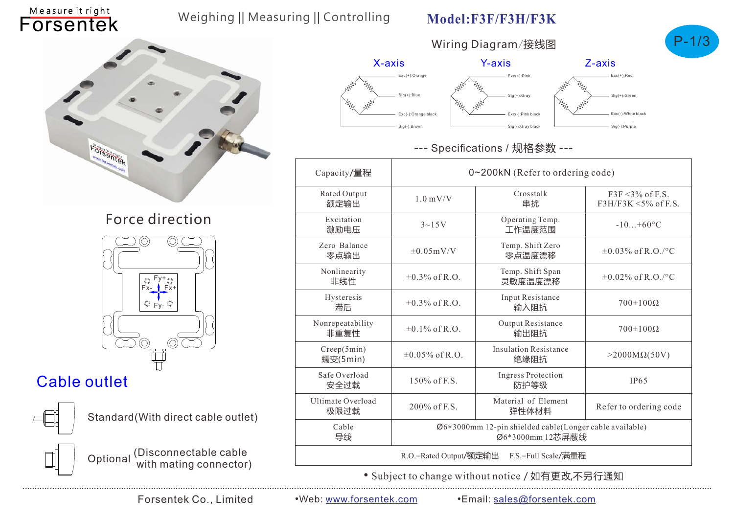Measure it right

# Forsentek

Weighing || Measuring || Controlling

## Model:F3F/F3H/F3K

### Wiring Diagram/接线图

**X-axis**

- Exc(+):Orange
- Sig(+):Blue
- Exc(-):Orange black
- Sig(-):Brown

**Y-axis**

- Exc(+):Pink
- Sig(+):Gray
- Exc(-):Pink black
- Sig(-):Gray black

**Z-axis**

- Exc(+):Red
- Sig(+):Green
- Exc(-):White black
- Sig(-):Purple

## Force direction

Fy+, Fx-, Fx+, Fy-

## Cable outlet

Standard(With direct cable outlet)

Optional (Disconnectable cable with mating connector)

### --- Specifications / 规格参数 ---

| Capacity/量程 | 0~200kN (Refer to ordering code) | | |
|---|---|---|---|
| Rated Output<br>额定输出 | 1.0 mV/V | Crosstalk<br>串扰 | F3F <3% of F.S.<br>F3H/F3K <5% of F.S. |
| Excitation<br>激励电压 | 3~15V | Operating Temp.<br>工作温度范围 | -10...+60°C |
| Zero Balance<br>零点输出 | ±0.05mV/V | Temp. Shift Zero<br>零点温度漂移 | ±0.03% of R.O./°C |
| Nonlinearity<br>非线性 | ±0.3% of R.O. | Temp. Shift Span<br>灵敏度温度漂移 | ±0.02% of R.O./°C |
| Hysteresis<br>滞后 | ±0.3% of R.O. | Input Resistance<br>输入阻抗 | 700±100Ω |
| Nonrepeatability<br>非重复性 | ±0.1% of R.O. | Output Resistance<br>输出阻抗 | 700±100Ω |
| Creep(5min)<br>蠕变(5min) | ±0.05% of R.O. | Insulation Resistance<br>绝缘阻抗 | >2000MΩ(50V) |
| Safe Overload<br>安全过载 | 150% of F.S. | Ingress Protection<br>防护等级 | IP65 |
| Ultimate Overload<br>极限过载 | 200% of F.S. | Material of Element<br>弹性体材料 | Refer to ordering code |
| Cable<br>导线 | Ø6*3000mm 12-pin shielded cable(Longer cable available)<br>Ø6*3000mm 12芯屏蔽线 | | |
| R.O.=Rated Output/额定输出 F.S.=Full Scale/满量程 | | | |

• Subject to change without notice / 如有更改,不另行通知

Forsentek Co., Limited •Web: www.forsentek.com •Email: sales@forsentek.com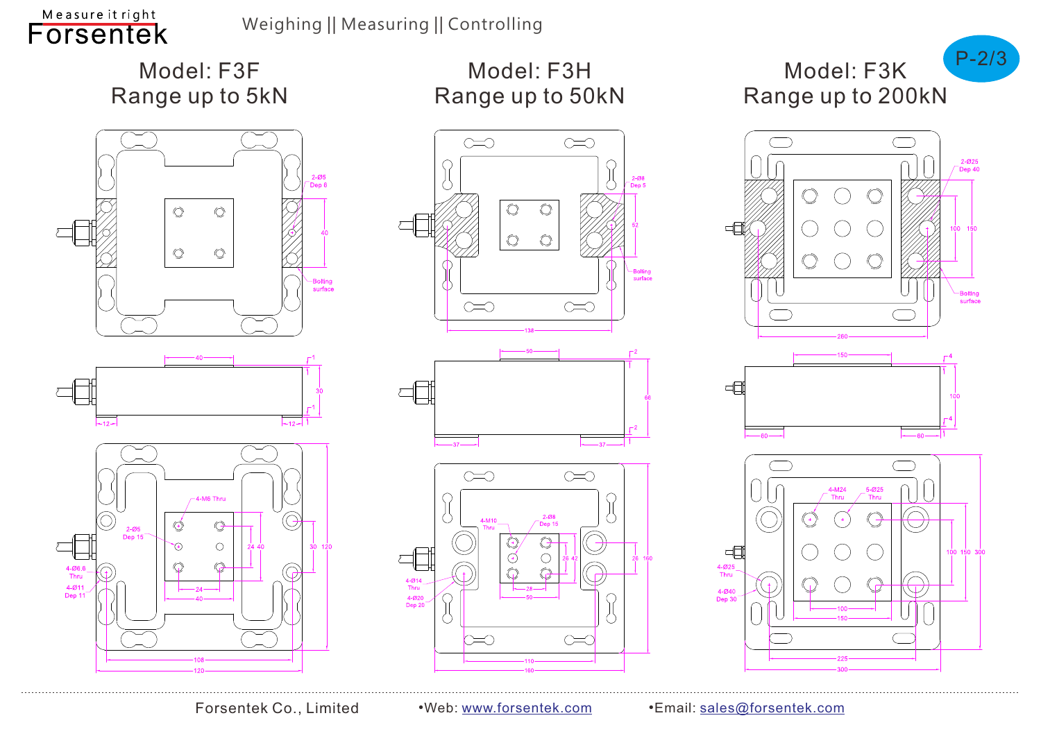Measure it right

# Forsentek

Weighing || Measuring || Controlling

## Model: F3F
Range up to 5kN

2-Ø5
Dep 6

40

Bolting surface

40

1

30

1

12

12

4-M6 Thru

2-Ø6
Dep 15

24 40

30 120

4-Ø6.6
Thru

4-Ø11
Dep 11

24

40

108

120

## Model: F3H
Range up to 50kN

2-Ø8
Dep 5

52

Bolting surface

138

50

2

66

2

37

37

4-M10
Thru

2-Ø8
Dep 15

28 42

28 160

4-Ø14
Thru

4-Ø20
Dep 20

28

50

110

160

## Model: F3K
Range up to 200kN

2-Ø25
Dep 40

100 150

Bolting surface

260

150

4

100

4

60

60

4-M24
Thru

5-Ø25
Thru

100 150 300

4-Ø25
Thru

4-Ø40
Dep 30

100

150

225

300

Forsentek Co., Limited

•Web: www.forsentek.com

•Email: sales@forsentek.com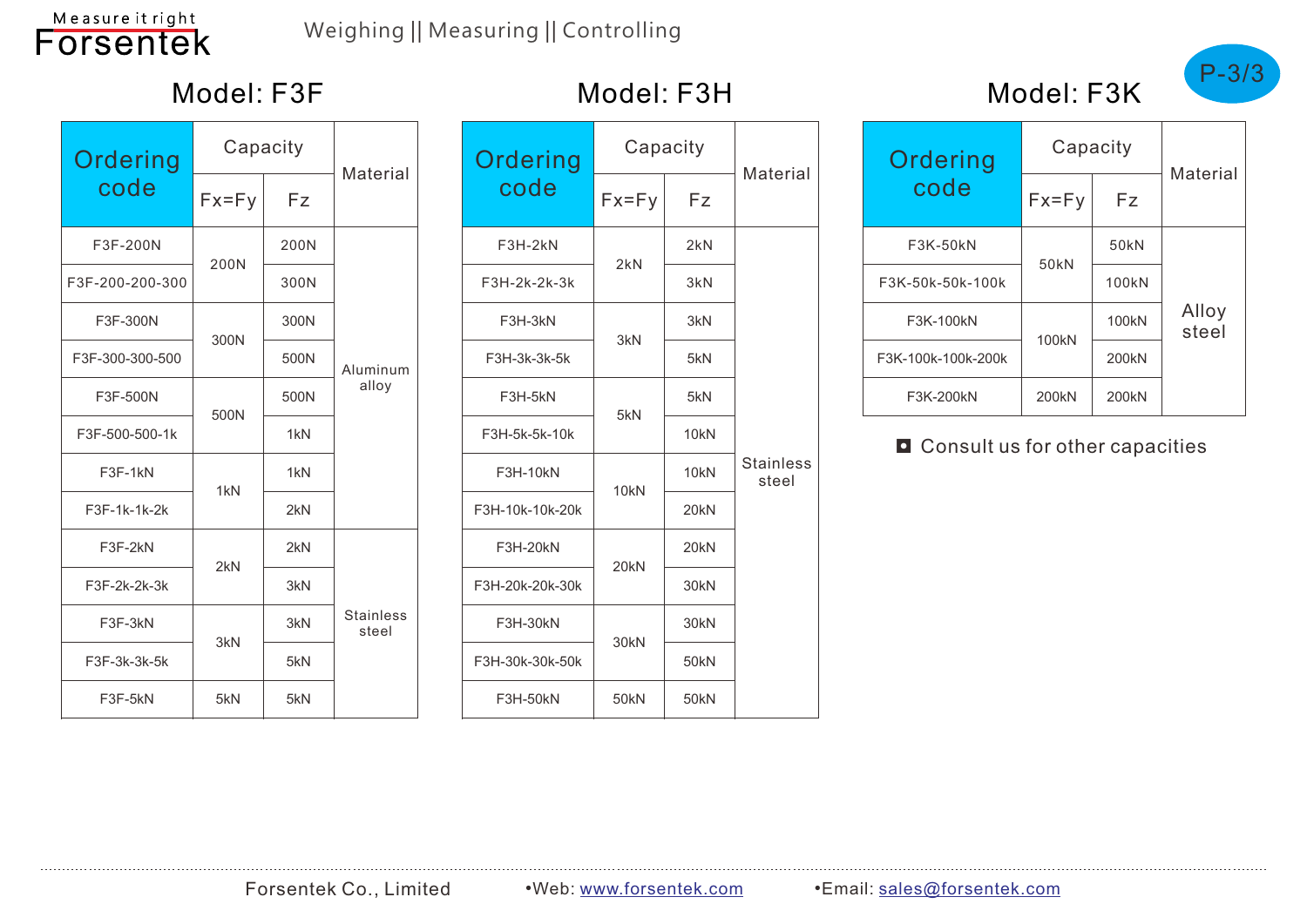## Model: F3F

| Ordering code | Capacity | | Material |
|---|---|---|---|
| | Fx=Fy | Fz | |
| F3F-200N | 200N | 200N | Aluminum alloy |
| F3F-200-200-300 | | 300N | |
| F3F-300N | 300N | 300N | |
| F3F-300-300-500 | | 500N | |
| F3F-500N | 500N | 500N | |
| F3F-500-500-1k | | 1kN | |
| F3F-1kN | 1kN | 1kN | |
| F3F-1k-1k-2k | | 2kN | |
| F3F-2kN | 2kN | 2kN | Stainless steel |
| F3F-2k-2k-3k | | 3kN | |
| F3F-3kN | 3kN | 3kN | |
| F3F-3k-3k-5k | | 5kN | |
| F3F-5kN | 5kN | 5kN | |

## Model: F3H

| Ordering code | Capacity | | Material |
|---|---|---|---|
| | Fx=Fy | Fz | |
| F3H-2kN | 2kN | 2kN | Stainless steel |
| F3H-2k-2k-3k | | 3kN | |
| F3H-3kN | 3kN | 3kN | |
| F3H-3k-3k-5k | | 5kN | |
| F3H-5kN | 5kN | 5kN | |
| F3H-5k-5k-10k | | 10kN | |
| F3H-10kN | 10kN | 10kN | |
| F3H-10k-10k-20k | | 20kN | |
| F3H-20kN | 20kN | 20kN | |
| F3H-20k-20k-30k | | 30kN | |
| F3H-30kN | 30kN | 30kN | |
| F3H-30k-30k-50k | | 50kN | |
| F3H-50kN | 50kN | 50kN | |

## Model: F3K

| Ordering code | Capacity | | Material |
|---|---|---|---|
| | Fx=Fy | Fz | |
| F3K-50kN | 50kN | 50kN | Alloy steel |
| F3K-50k-50k-100k | | 100kN | |
| F3K-100kN | 100kN | 100kN | |
| F3K-100k-100k-200k | | 200kN | |
| F3K-200kN | 200kN | 200kN | |

- Consult us for other capacities